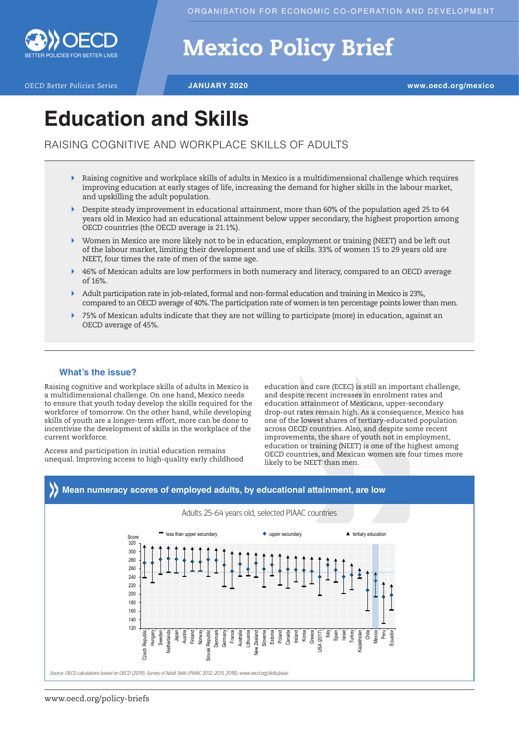ORGANISATION FOR ECONOMIC CO-OPERATION AND DEVELOPMENT

# Mexico Policy Brief

*OECD Better Policies Series* | **JANUARY 2020** | **www.oecd.org/mexico**

# Education and Skills

## RAISING COGNITIVE AND WORKPLACE SKILLS OF ADULTS

- Raising cognitive and workplace skills of adults in Mexico is a multidimensional challenge which requires improving education at early stages of life, increasing the demand for higher skills in the labour market, and upskilling the adult population.
- Despite steady improvement in educational attainment, more than 60% of the population aged 25 to 64 years old in Mexico had an educational attainment below upper secondary, the highest proportion among OECD countries (the OECD average is 21.1%).
- Women in Mexico are more likely not to be in education, employment or training (NEET) and be left out of the labour market, limiting their development and use of skills. 33% of women 15 to 29 years old are NEET, four times the rate of men of the same age.
- 46% of Mexican adults are low performers in both numeracy and literacy, compared to an OECD average of 16%.
- Adult participation rate in job-related, formal and non-formal education and training in Mexico is 23%, compared to an OECD average of 40%. The participation rate of women is ten percentage points lower than men.
- 75% of Mexican adults indicate that they are not willing to participate (more) in education, against an OECD average of 45%.

### What's the issue?

Raising cognitive and workplace skills of adults in Mexico is a multidimensional challenge. On one hand, Mexico needs to ensure that youth today develop the skills required for the workforce of tomorrow. On the other hand, while developing skills of youth are a longer-term effort, more can be done to incentivise the development of skills in the workplace of the current workforce.

Access and participation in initial education remains unequal. Improving access to high-quality early childhood education and care (ECEC) is still an important challenge, and despite recent increases in enrolment rates and education attainment of Mexicans, upper-secondary drop-out rates remain high. As a consequence, Mexico has one of the lowest shares of tertiary-educated population across OECD countries. Also, and despite some recent improvements, the share of youth not in employment, education or training (NEET) is one of the highest among OECD countries, and Mexican women are four times more likely to be NEET than men.

**Mean numeracy scores of employed adults, by educational attainment, are low**

Adults 25-64 years old, selected PIAAC countries

Legend: less than upper secundary; upper secundary; tertiary education

Countries: Czech Republic, Hungary, Sweden, Netherlands, Japan, Austria, Finland, Norway, Slovak Republic, Denmark, Germany, France, Australia, Lithuania, New Zealand, Slovenia, Estonia, Poland, Canada, Ireland, Korea, Greece, USA (2017), Italy, Spain, Israel, Turkey, Kazakhstan, Chile, Mexico, Peru, Ecuador

*Source: OECD calculations based on OECD (2019), Survey of Adult Skills (PIAAC 2012, 2015, 2018). www.oecd.org/skills/piaac*

www.oecd.org/policy-briefs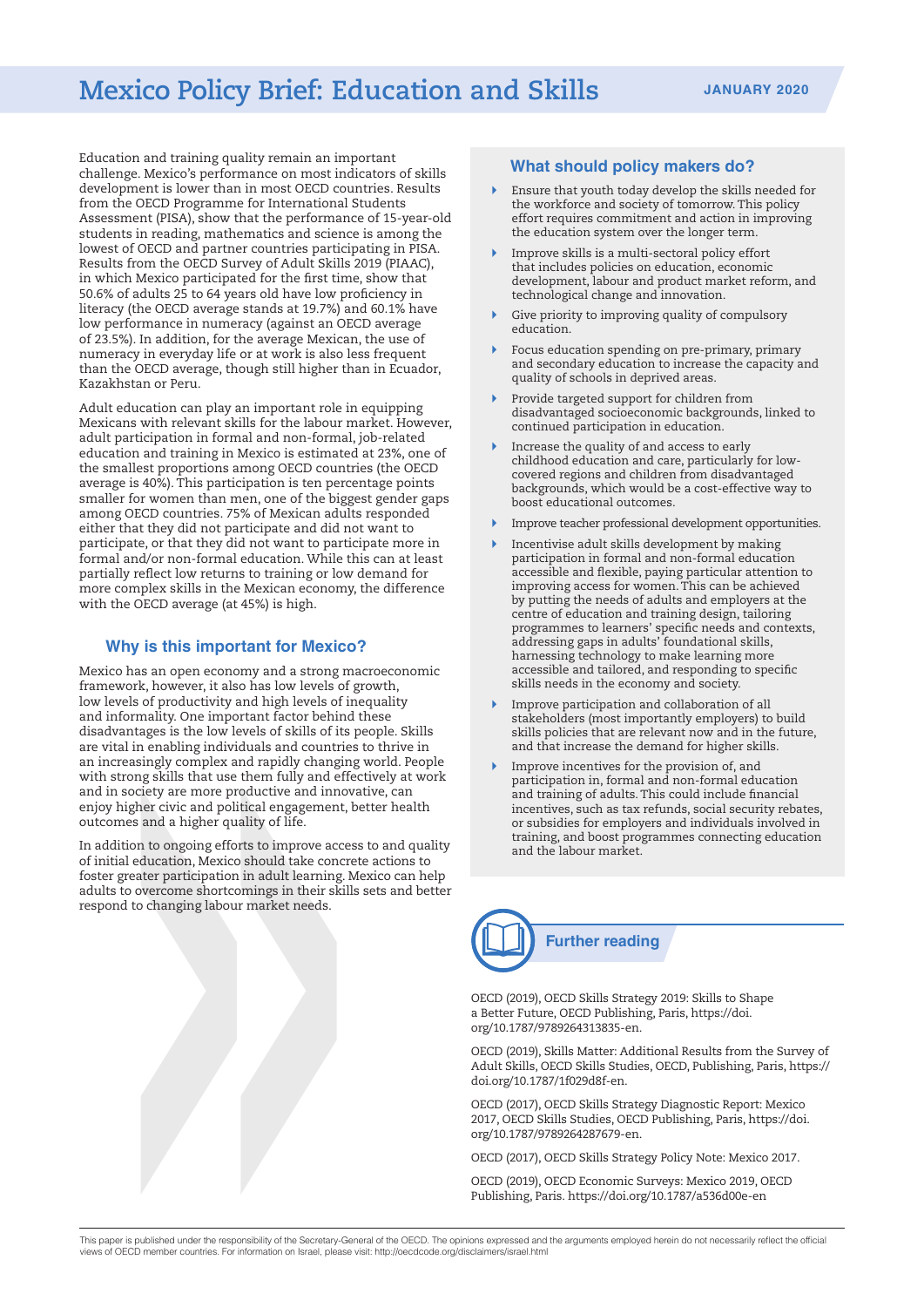# Mexico Policy Brief: Education and Skills

JANUARY 2020

Education and training quality remain an important challenge. Mexico's performance on most indicators of skills development is lower than in most OECD countries. Results from the OECD Programme for International Students Assessment (PISA), show that the performance of 15-year-old students in reading, mathematics and science is among the lowest of OECD and partner countries participating in PISA. Results from the OECD Survey of Adult Skills 2019 (PIAAC), in which Mexico participated for the first time, show that 50.6% of adults 25 to 64 years old have low proficiency in literacy (the OECD average stands at 19.7%) and 60.1% have low performance in numeracy (against an OECD average of 23.5%). In addition, for the average Mexican, the use of numeracy in everyday life or at work is also less frequent than the OECD average, though still higher than in Ecuador, Kazakhstan or Peru.

Adult education can play an important role in equipping Mexicans with relevant skills for the labour market. However, adult participation in formal and non-formal, job-related education and training in Mexico is estimated at 23%, one of the smallest proportions among OECD countries (the OECD average is 40%). This participation is ten percentage points smaller for women than men, one of the biggest gender gaps among OECD countries. 75% of Mexican adults responded either that they did not participate and did not want to participate, or that they did not want to participate more in formal and/or non-formal education. While this can at least partially reflect low returns to training or low demand for more complex skills in the Mexican economy, the difference with the OECD average (at 45%) is high.

## Why is this important for Mexico?

Mexico has an open economy and a strong macroeconomic framework, however, it also has low levels of growth, low levels of productivity and high levels of inequality and informality. One important factor behind these disadvantages is the low levels of skills of its people. Skills are vital in enabling individuals and countries to thrive in an increasingly complex and rapidly changing world. People with strong skills that use them fully and effectively at work and in society are more productive and innovative, can enjoy higher civic and political engagement, better health outcomes and a higher quality of life.

In addition to ongoing efforts to improve access to and quality of initial education, Mexico should take concrete actions to foster greater participation in adult learning. Mexico can help adults to overcome shortcomings in their skills sets and better respond to changing labour market needs.

## What should policy makers do?

- Ensure that youth today develop the skills needed for the workforce and society of tomorrow. This policy effort requires commitment and action in improving the education system over the longer term.
- Improve skills is a multi-sectoral policy effort that includes policies on education, economic development, labour and product market reform, and technological change and innovation.
- Give priority to improving quality of compulsory education.
- Focus education spending on pre-primary, primary and secondary education to increase the capacity and quality of schools in deprived areas.
- Provide targeted support for children from disadvantaged socioeconomic backgrounds, linked to continued participation in education.
- Increase the quality of and access to early childhood education and care, particularly for low-covered regions and children from disadvantaged backgrounds, which would be a cost-effective way to boost educational outcomes.
- Improve teacher professional development opportunities.
- Incentivise adult skills development by making participation in formal and non-formal education accessible and flexible, paying particular attention to improving access for women. This can be achieved by putting the needs of adults and employers at the centre of education and training design, tailoring programmes to learners' specific needs and contexts, addressing gaps in adults' foundational skills, harnessing technology to make learning more accessible and tailored, and responding to specific skills needs in the economy and society.
- Improve participation and collaboration of all stakeholders (most importantly employers) to build skills policies that are relevant now and in the future, and that increase the demand for higher skills.
- Improve incentives for the provision of, and participation in, formal and non-formal education and training of adults. This could include financial incentives, such as tax refunds, social security rebates, or subsidies for employers and individuals involved in training, and boost programmes connecting education and the labour market.

## Further reading

OECD (2019), OECD Skills Strategy 2019: Skills to Shape a Better Future, OECD Publishing, Paris, https://doi.org/10.1787/9789264313835-en.

OECD (2019), Skills Matter: Additional Results from the Survey of Adult Skills, OECD Skills Studies, OECD, Publishing, Paris, https://doi.org/10.1787/1f029d8f-en.

OECD (2017), OECD Skills Strategy Diagnostic Report: Mexico 2017, OECD Skills Studies, OECD Publishing, Paris, https://doi.org/10.1787/9789264287679-en.

OECD (2017), OECD Skills Strategy Policy Note: Mexico 2017.

OECD (2019), OECD Economic Surveys: Mexico 2019, OECD Publishing, Paris. https://doi.org/10.1787/a536d00e-en

This paper is published under the responsibility of the Secretary-General of the OECD. The opinions expressed and the arguments employed herein do not necessarily reflect the official views of OECD member countries. For information on Israel, please visit: http://oecdcode.org/disclaimers/israel.html